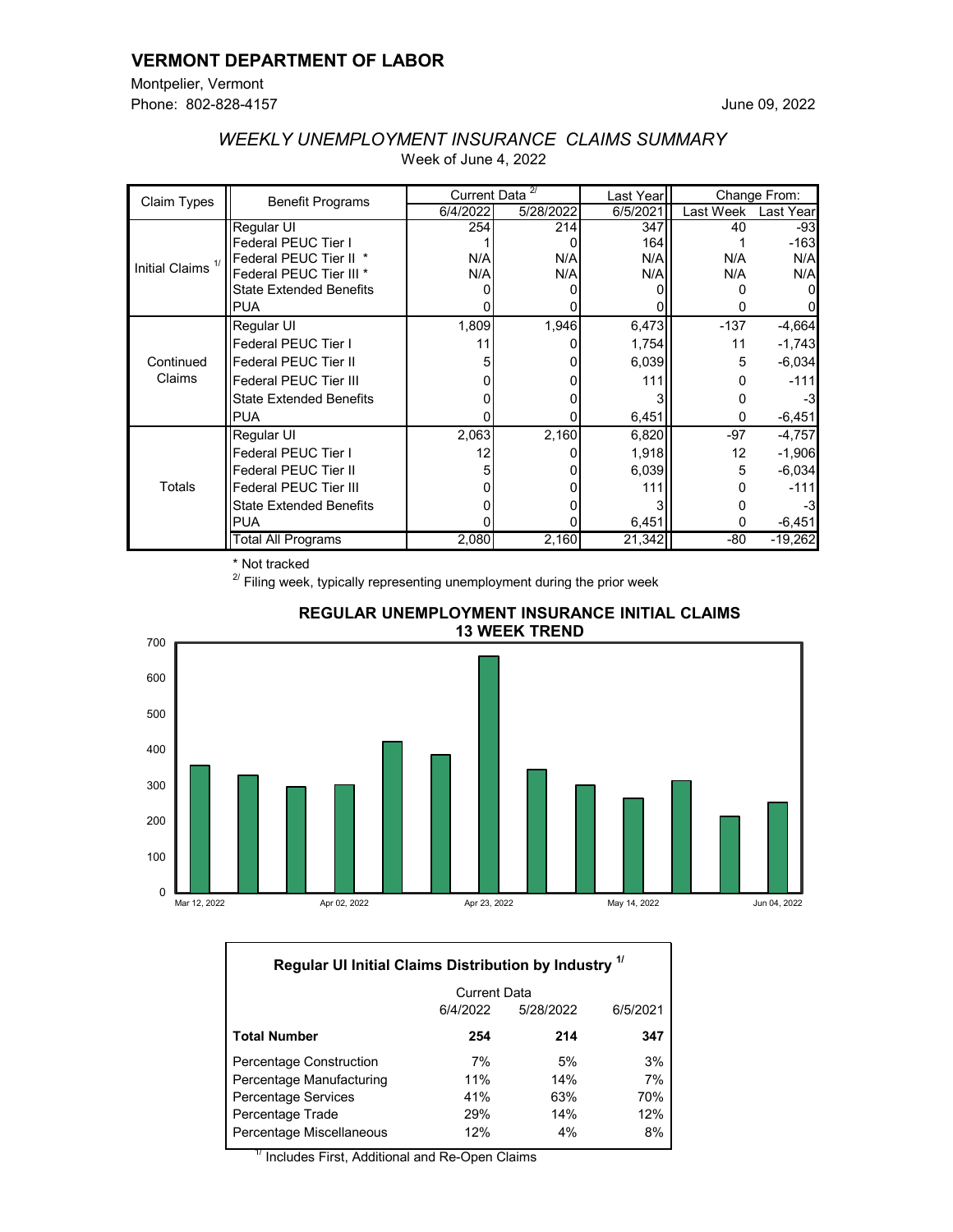## VERMONT DEPARTMENT OF LABOR

Montpelier, Vermont
Phone: 802-828-4157

June 09, 2022

### *WEEKLY UNEMPLOYMENT INSURANCE CLAIMS SUMMARY*

Week of June 4, 2022

| Claim Types | Benefit Programs | Current Data [2] | | Last Year | Change From: | |
|---|---|---|---|---|---|---|
| | | 6/4/2022 | 5/28/2022 | 6/5/2021 | Last Week | Last Year |
| Initial Claims [1] | Regular UI | 254 | 214 | 347 | 40 | -93 |
| | Federal PEUC Tier I | 1 | 0 | 164 | 1 | -163 |
| | Federal PEUC Tier II * | N/A | N/A | N/A | N/A | N/A |
| | Federal PEUC Tier III * | N/A | N/A | N/A | N/A | N/A |
| | State Extended Benefits | 0 | 0 | 0 | 0 | 0 |
| | PUA | 0 | 0 | 0 | 0 | 0 |
| Continued Claims | Regular UI | 1,809 | 1,946 | 6,473 | -137 | -4,664 |
| | Federal PEUC Tier I | 11 | 0 | 1,754 | 11 | -1,743 |
| | Federal PEUC Tier II | 5 | 0 | 6,039 | 5 | -6,034 |
| | Federal PEUC Tier III | 0 | 0 | 111 | 0 | -111 |
| | State Extended Benefits | 0 | 0 | 3 | 0 | -3 |
| | PUA | 0 | 0 | 6,451 | 0 | -6,451 |
| Totals | Regular UI | 2,063 | 2,160 | 6,820 | -97 | -4,757 |
| | Federal PEUC Tier I | 12 | 0 | 1,918 | 12 | -1,906 |
| | Federal PEUC Tier II | 5 | 0 | 6,039 | 5 | -6,034 |
| | Federal PEUC Tier III | 0 | 0 | 111 | 0 | -111 |
| | State Extended Benefits | 0 | 0 | 3 | 0 | -3 |
| | PUA | 0 | 0 | 6,451 | 0 | -6,451 |
| | Total All Programs | 2,080 | 2,160 | 21,342 | -80 | -19,262 |

\* Not tracked

[2] Filing week, typically representing unemployment during the prior week

**REGULAR UNEMPLOYMENT INSURANCE INITIAL CLAIMS 13 WEEK TREND**

| Regular UI Initial Claims Distribution by Industry [1] | Current Data 6/4/2022 | Current Data 5/28/2022 | 6/5/2021 |
|---|---|---|---|
| **Total Number** | **254** | **214** | **347** |
| Percentage Construction | 7% | 5% | 3% |
| Percentage Manufacturing | 11% | 14% | 7% |
| Percentage Services | 41% | 63% | 70% |
| Percentage Trade | 29% | 14% | 12% |
| Percentage Miscellaneous | 12% | 4% | 8% |

[1] Includes First, Additional and Re-Open Claims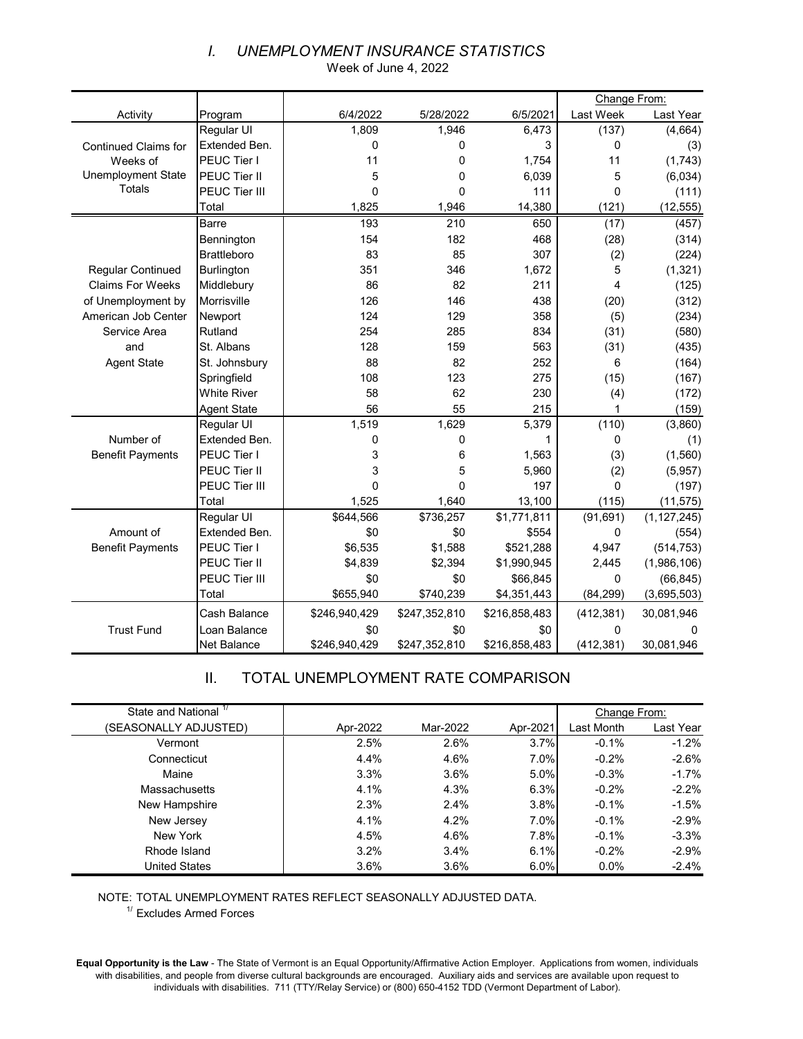## I. *UNEMPLOYMENT INSURANCE STATISTICS*

Week of June 4, 2022

| Activity | Program | 6/4/2022 | 5/28/2022 | 6/5/2021 | Change From: Last Week | Last Year |
|---|---|---|---|---|---|---|
| Continued Claims for Weeks of Unemployment State Totals | Regular UI | 1,809 | 1,946 | 6,473 | (137) | (4,664) |
| | Extended Ben. | 0 | 0 | 3 | 0 | (3) |
| | PEUC Tier I | 11 | 0 | 1,754 | 11 | (1,743) |
| | PEUC Tier II | 5 | 0 | 6,039 | 5 | (6,034) |
| | PEUC Tier III | 0 | 0 | 111 | 0 | (111) |
| | Total | 1,825 | 1,946 | 14,380 | (121) | (12,555) |
| Regular Continued Claims For Weeks of Unemployment by American Job Center Service Area and Agent State | Barre | 193 | 210 | 650 | (17) | (457) |
| | Bennington | 154 | 182 | 468 | (28) | (314) |
| | Brattleboro | 83 | 85 | 307 | (2) | (224) |
| | Burlington | 351 | 346 | 1,672 | 5 | (1,321) |
| | Middlebury | 86 | 82 | 211 | 4 | (125) |
| | Morrisville | 126 | 146 | 438 | (20) | (312) |
| | Newport | 124 | 129 | 358 | (5) | (234) |
| | Rutland | 254 | 285 | 834 | (31) | (580) |
| | St. Albans | 128 | 159 | 563 | (31) | (435) |
| | St. Johnsbury | 88 | 82 | 252 | 6 | (164) |
| | Springfield | 108 | 123 | 275 | (15) | (167) |
| | White River | 58 | 62 | 230 | (4) | (172) |
| | Agent State | 56 | 55 | 215 | 1 | (159) |
| Number of Benefit Payments | Regular UI | 1,519 | 1,629 | 5,379 | (110) | (3,860) |
| | Extended Ben. | 0 | 0 | 1 | 0 | (1) |
| | PEUC Tier I | 3 | 6 | 1,563 | (3) | (1,560) |
| | PEUC Tier II | 3 | 5 | 5,960 | (2) | (5,957) |
| | PEUC Tier III | 0 | 0 | 197 | 0 | (197) |
| | Total | 1,525 | 1,640 | 13,100 | (115) | (11,575) |
| Amount of Benefit Payments | Regular UI | $644,566 | $736,257 | $1,771,811 | (91,691) | (1,127,245) |
| | Extended Ben. | $0 | $0 | $554 | 0 | (554) |
| | PEUC Tier I | $6,535 | $1,588 | $521,288 | 4,947 | (514,753) |
| | PEUC Tier II | $4,839 | $2,394 | $1,990,945 | 2,445 | (1,986,106) |
| | PEUC Tier III | $0 | $0 | $66,845 | 0 | (66,845) |
| | Total | $655,940 | $740,239 | $4,351,443 | (84,299) | (3,695,503) |
| Trust Fund | Cash Balance | $246,940,429 | $247,352,810 | $216,858,483 | (412,381) | 30,081,946 |
| | Loan Balance | $0 | $0 | $0 | 0 | 0 |
| | Net Balance | $246,940,429 | $247,352,810 | $216,858,483 | (412,381) | 30,081,946 |

## II. TOTAL UNEMPLOYMENT RATE COMPARISON

| State and National [1/] (SEASONALLY ADJUSTED) | Apr-2022 | Mar-2022 | Apr-2021 | Change From: Last Month | Last Year |
|---|---|---|---|---|---|
| Vermont | 2.5% | 2.6% | 3.7% | -0.1% | -1.2% |
| Connecticut | 4.4% | 4.6% | 7.0% | -0.2% | -2.6% |
| Maine | 3.3% | 3.6% | 5.0% | -0.3% | -1.7% |
| Massachusetts | 4.1% | 4.3% | 6.3% | -0.2% | -2.2% |
| New Hampshire | 2.3% | 2.4% | 3.8% | -0.1% | -1.5% |
| New Jersey | 4.1% | 4.2% | 7.0% | -0.1% | -2.9% |
| New York | 4.5% | 4.6% | 7.8% | -0.1% | -3.3% |
| Rhode Island | 3.2% | 3.4% | 6.1% | -0.2% | -2.9% |
| United States | 3.6% | 3.6% | 6.0% | 0.0% | -2.4% |

NOTE: TOTAL UNEMPLOYMENT RATES REFLECT SEASONALLY ADJUSTED DATA.

[1/] Excludes Armed Forces

**Equal Opportunity is the Law** - The State of Vermont is an Equal Opportunity/Affirmative Action Employer. Applications from women, individuals with disabilities, and people from diverse cultural backgrounds are encouraged. Auxiliary aids and services are available upon request to individuals with disabilities. 711 (TTY/Relay Service) or (800) 650-4152 TDD (Vermont Department of Labor).